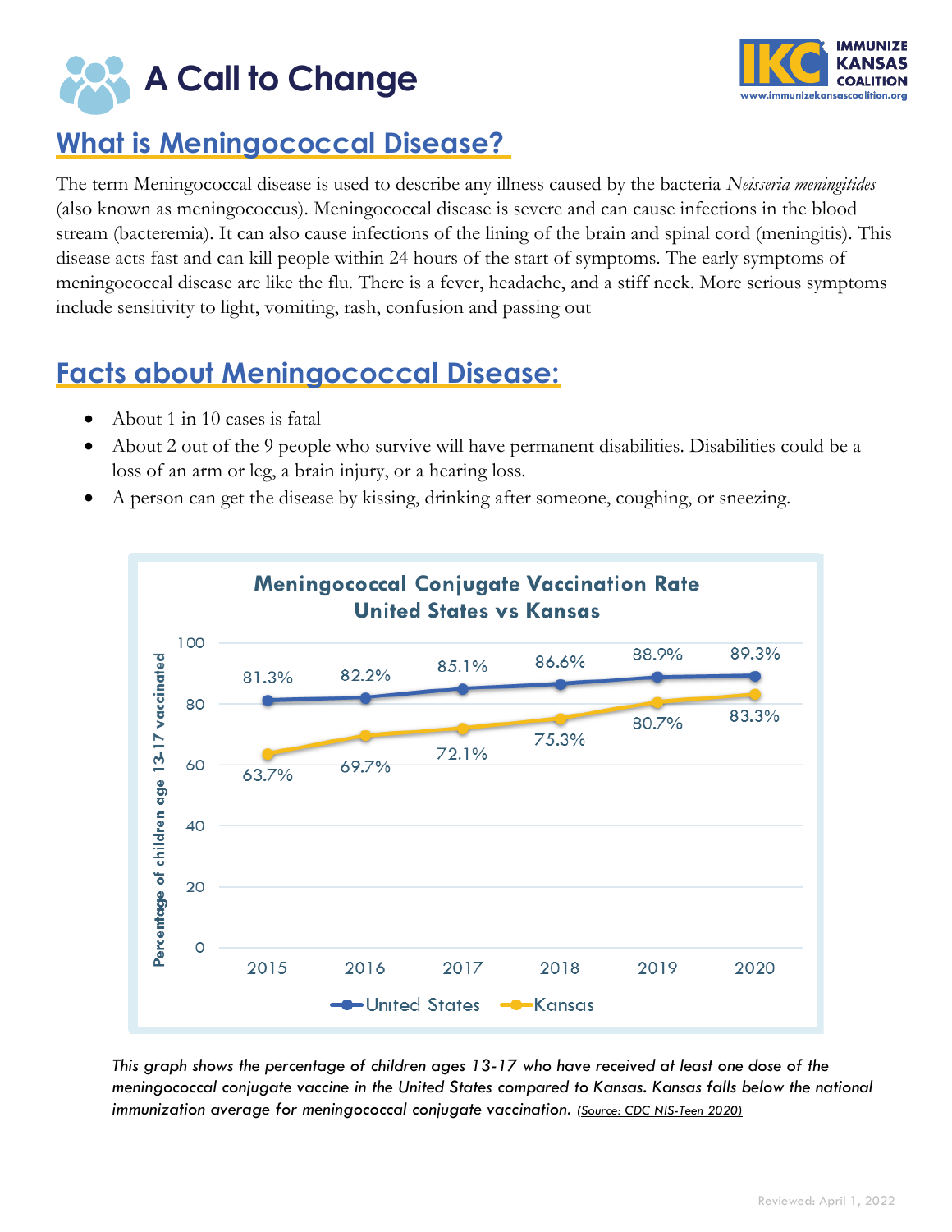# A Call to Change

IMMUNIZE KANSAS COALITION
www.immunizekansascoalition.org

## What is Meningococcal Disease?

The term Meningococcal disease is used to describe any illness caused by the bacteria *Neisseria meningitides* (also known as meningococcus). Meningococcal disease is severe and can cause infections in the blood stream (bacteremia). It can also cause infections of the lining of the brain and spinal cord (meningitis). This disease acts fast and can kill people within 24 hours of the start of symptoms. The early symptoms of meningococcal disease are like the flu. There is a fever, headache, and a stiff neck. More serious symptoms include sensitivity to light, vomiting, rash, confusion and passing out

## Facts about Meningococcal Disease:

- About 1 in 10 cases is fatal
- About 2 out of the 9 people who survive will have permanent disabilities. Disabilities could be a loss of an arm or leg, a brain injury, or a hearing loss.
- A person can get the disease by kissing, drinking after someone, coughing, or sneezing.

**Meningococcal Conjugate Vaccination Rate United States vs Kansas**

Percentage of children age 13-17 vaccinated

| Year | United States | Kansas |
|---|---|---|
| 2015 | 81.3% | 63.7% |
| 2016 | 82.2% | 69.7% |
| 2017 | 85.1% | 72.1% |
| 2018 | 86.6% | 75.3% |
| 2019 | 88.9% | 80.7% |
| 2020 | 89.3% | 83.3% |

*This graph shows the percentage of children ages 13-17 who have received at least one dose of the meningococcal conjugate vaccine in the United States compared to Kansas. Kansas falls below the national immunization average for meningococcal conjugate vaccination.* *(Source: CDC NIS-Teen 2020)*

Reviewed: April 1, 2022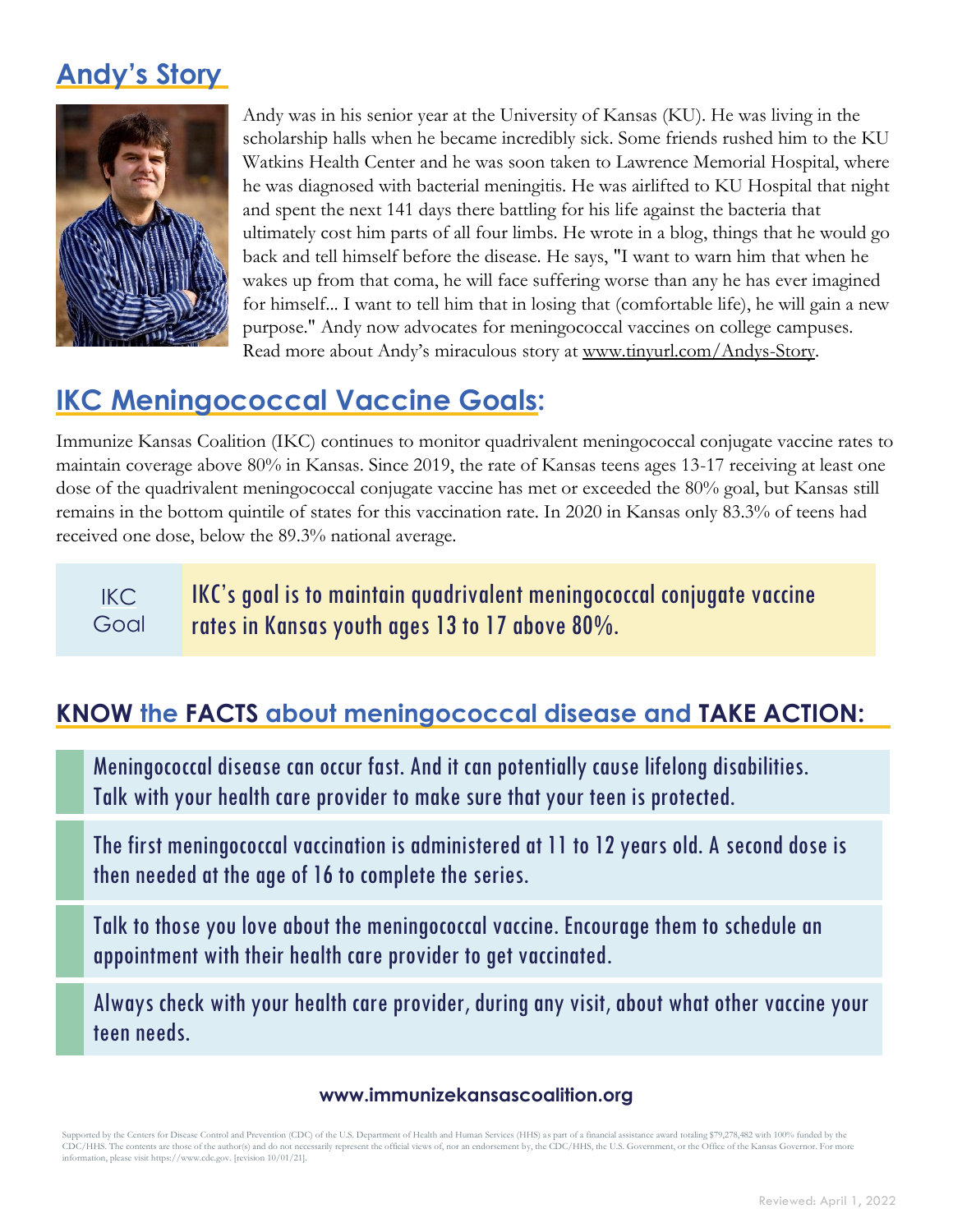## Andy's Story

Andy was in his senior year at the University of Kansas (KU). He was living in the scholarship halls when he became incredibly sick. Some friends rushed him to the KU Watkins Health Center and he was soon taken to Lawrence Memorial Hospital, where he was diagnosed with bacterial meningitis. He was airlifted to KU Hospital that night and spent the next 141 days there battling for his life against the bacteria that ultimately cost him parts of all four limbs. He wrote in a blog, things that he would go back and tell himself before the disease. He says, "I want to warn him that when he wakes up from that coma, he will face suffering worse than any he has ever imagined for himself... I want to tell him that in losing that (comfortable life), he will gain a new purpose." Andy now advocates for meningococcal vaccines on college campuses. Read more about Andy's miraculous story at www.tinyurl.com/Andys-Story.

## IKC Meningococcal Vaccine Goals:

Immunize Kansas Coalition (IKC) continues to monitor quadrivalent meningococcal conjugate vaccine rates to maintain coverage above 80% in Kansas. Since 2019, the rate of Kansas teens ages 13-17 receiving at least one dose of the quadrivalent meningococcal conjugate vaccine has met or exceeded the 80% goal, but Kansas still remains in the bottom quintile of states for this vaccination rate. In 2020 in Kansas only 83.3% of teens had received one dose, below the 89.3% national average.

| | |
|---|---|
| IKC Goal | IKC's goal is to maintain quadrivalent meningococcal conjugate vaccine rates in Kansas youth ages 13 to 17 above 80%. |

## KNOW the FACTS about meningococcal disease and TAKE ACTION:

- Meningococcal disease can occur fast. And it can potentially cause lifelong disabilities. Talk with your health care provider to make sure that your teen is protected.
- The first meningococcal vaccination is administered at 11 to 12 years old. A second dose is then needed at the age of 16 to complete the series.
- Talk to those you love about the meningococcal vaccine. Encourage them to schedule an appointment with their health care provider to get vaccinated.
- Always check with your health care provider, during any visit, about what other vaccine your teen needs.

**www.immunizekansascoalition.org**

Supported by the Centers for Disease Control and Prevention (CDC) of the U.S. Department of Health and Human Services (HHS) as part of a financial assistance award totaling $79,278,482 with 100% funded by the CDC/HHS. The contents are those of the author(s) and do not necessarily represent the official views of, nor an endorsement by, the CDC/HHS, the U.S. Government, or the Office of the Kansas Governor. For more information, please visit https://www.cdc.gov. [revision 10/01/21].

Reviewed: April 1, 2022